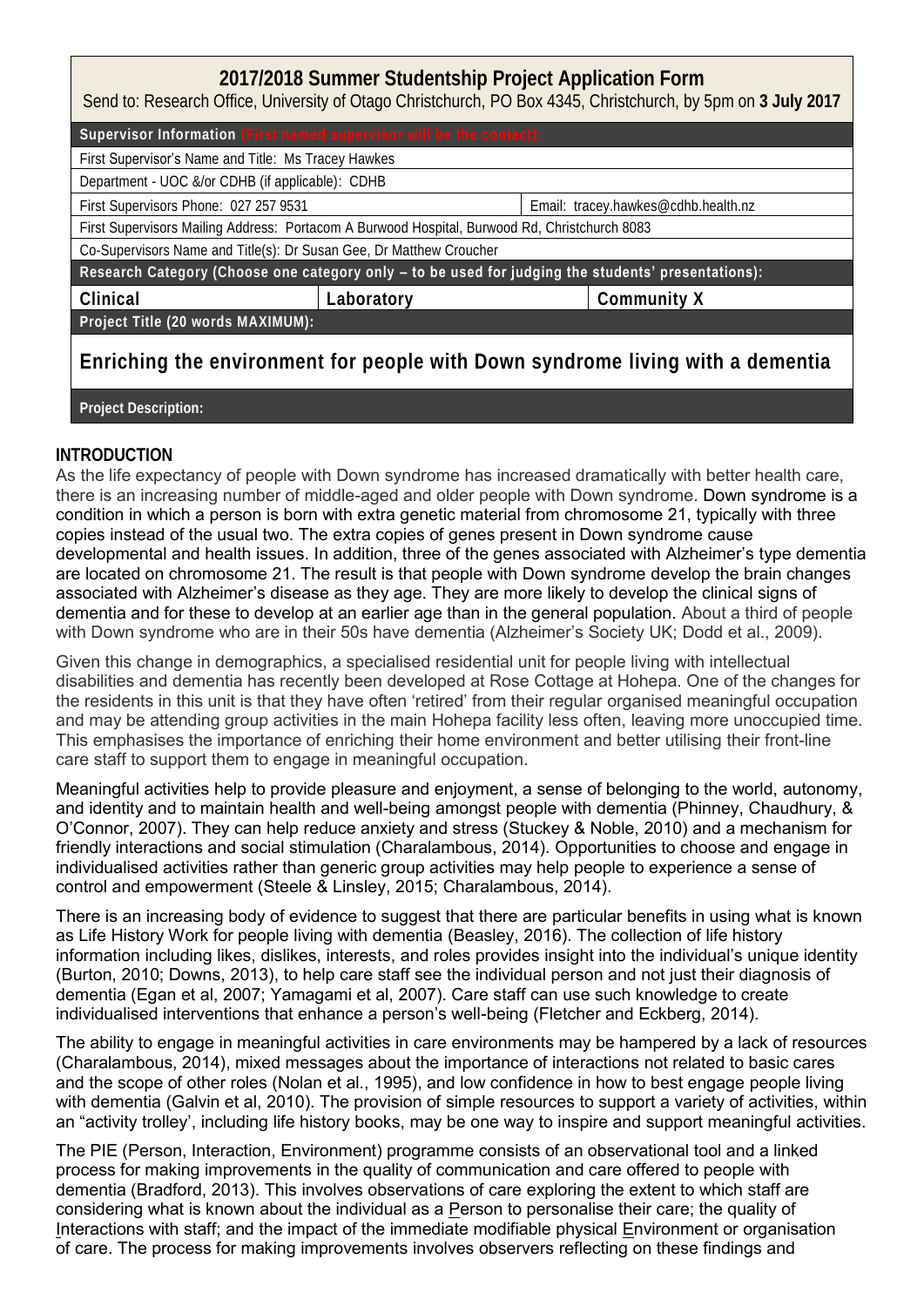# 2017/2018 Summer Studentship Project Application Form

Send to: Research Office, University of Otago Christchurch, PO Box 4345, Christchurch, by 5pm on **3 July 2017**

| **Supervisor Information** (First named supervisor will be the contact): | | |
|---|---|---|
| First Supervisor's Name and Title: Ms Tracey Hawkes | | |
| Department - UOC &/or CDHB (if applicable): CDHB | | |
| First Supervisors Phone: 027 257 9531 | | Email: tracey.hawkes@cdhb.health.nz |
| First Supervisors Mailing Address: Portacom A Burwood Hospital, Burwood Rd, Christchurch 8083 | | |
| Co-Supervisors Name and Title(s): Dr Susan Gee, Dr Matthew Croucher | | |
| **Research Category (Choose one category only – to be used for judging the students' presentations):** | | |
| **Clinical** | **Laboratory** | **Community X** |
| **Project Title (20 words MAXIMUM):** | | |
| **Enriching the environment for people with Down syndrome living with a dementia** | | |
| **Project Description:** | | |

## INTRODUCTION

As the life expectancy of people with Down syndrome has increased dramatically with better health care, there is an increasing number of middle-aged and older people with Down syndrome. Down syndrome is a condition in which a person is born with extra genetic material from chromosome 21, typically with three copies instead of the usual two. The extra copies of genes present in Down syndrome cause developmental and health issues. In addition, three of the genes associated with Alzheimer's type dementia are located on chromosome 21. The result is that people with Down syndrome develop the brain changes associated with Alzheimer's disease as they age. They are more likely to develop the clinical signs of dementia and for these to develop at an earlier age than in the general population. About a third of people with Down syndrome who are in their 50s have dementia (Alzheimer's Society UK; Dodd et al., 2009).

Given this change in demographics, a specialised residential unit for people living with intellectual disabilities and dementia has recently been developed at Rose Cottage at Hohepa. One of the changes for the residents in this unit is that they have often 'retired' from their regular organised meaningful occupation and may be attending group activities in the main Hohepa facility less often, leaving more unoccupied time. This emphasises the importance of enriching their home environment and better utilising their front-line care staff to support them to engage in meaningful occupation.

Meaningful activities help to provide pleasure and enjoyment, a sense of belonging to the world, autonomy, and identity and to maintain health and well-being amongst people with dementia (Phinney, Chaudhury, & O'Connor, 2007). They can help reduce anxiety and stress (Stuckey & Noble, 2010) and a mechanism for friendly interactions and social stimulation (Charalambous, 2014). Opportunities to choose and engage in individualised activities rather than generic group activities may help people to experience a sense of control and empowerment (Steele & Linsley, 2015; Charalambous, 2014).

There is an increasing body of evidence to suggest that there are particular benefits in using what is known as Life History Work for people living with dementia (Beasley, 2016). The collection of life history information including likes, dislikes, interests, and roles provides insight into the individual's unique identity (Burton, 2010; Downs, 2013), to help care staff see the individual person and not just their diagnosis of dementia (Egan et al, 2007; Yamagami et al, 2007). Care staff can use such knowledge to create individualised interventions that enhance a person's well-being (Fletcher and Eckberg, 2014).

The ability to engage in meaningful activities in care environments may be hampered by a lack of resources (Charalambous, 2014), mixed messages about the importance of interactions not related to basic cares and the scope of other roles (Nolan et al., 1995), and low confidence in how to best engage people living with dementia (Galvin et al, 2010). The provision of simple resources to support a variety of activities, within an "activity trolley', including life history books, may be one way to inspire and support meaningful activities.

The PIE (Person, Interaction, Environment) programme consists of an observational tool and a linked process for making improvements in the quality of communication and care offered to people with dementia (Bradford, 2013). This involves observations of care exploring the extent to which staff are considering what is known about the individual as a Person to personalise their care; the quality of Interactions with staff; and the impact of the immediate modifiable physical Environment or organisation of care. The process for making improvements involves observers reflecting on these findings and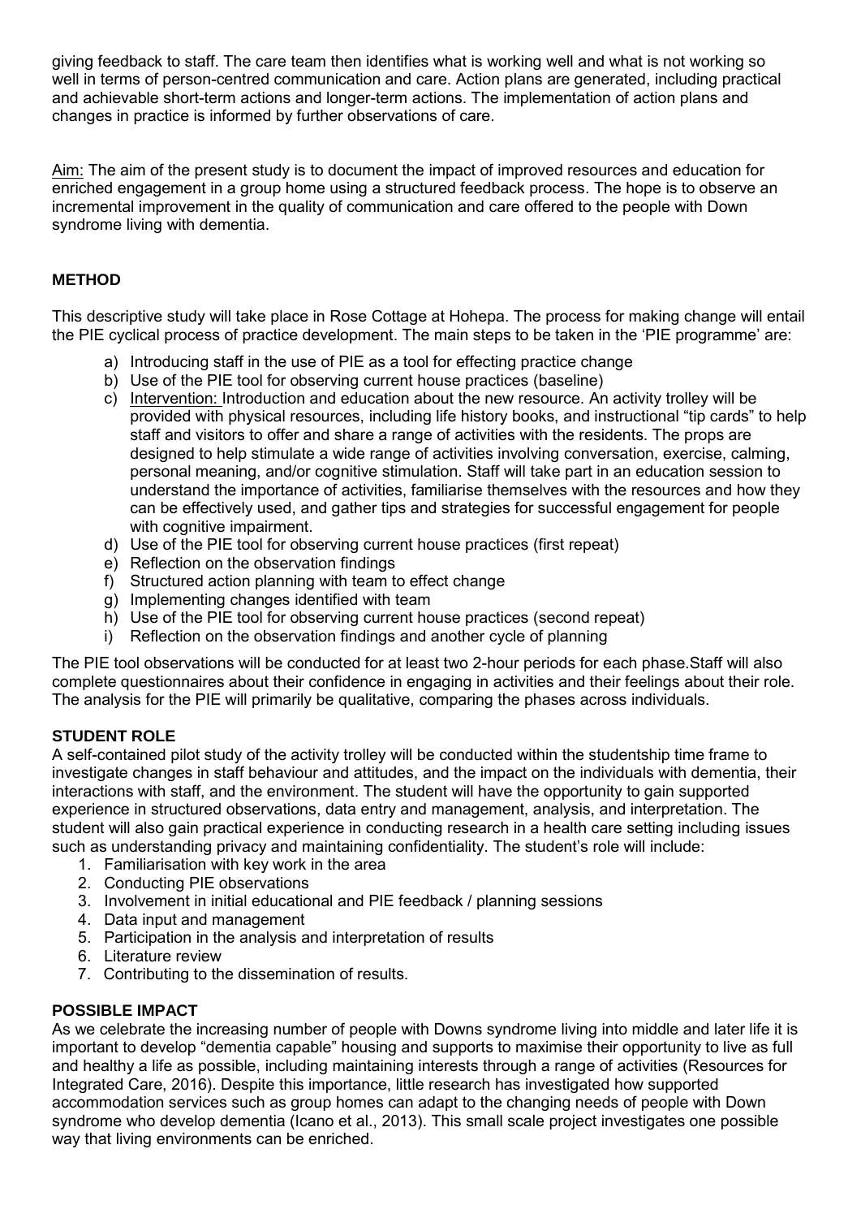giving feedback to staff. The care team then identifies what is working well and what is not working so well in terms of person-centred communication and care. Action plans are generated, including practical and achievable short-term actions and longer-term actions. The implementation of action plans and changes in practice is informed by further observations of care.

Aim: The aim of the present study is to document the impact of improved resources and education for enriched engagement in a group home using a structured feedback process. The hope is to observe an incremental improvement in the quality of communication and care offered to the people with Down syndrome living with dementia.

## METHOD

This descriptive study will take place in Rose Cottage at Hohepa. The process for making change will entail the PIE cyclical process of practice development. The main steps to be taken in the 'PIE programme' are:

a) Introducing staff in the use of PIE as a tool for effecting practice change
b) Use of the PIE tool for observing current house practices (baseline)
c) Intervention: Introduction and education about the new resource. An activity trolley will be provided with physical resources, including life history books, and instructional "tip cards" to help staff and visitors to offer and share a range of activities with the residents. The props are designed to help stimulate a wide range of activities involving conversation, exercise, calming, personal meaning, and/or cognitive stimulation. Staff will take part in an education session to understand the importance of activities, familiarise themselves with the resources and how they can be effectively used, and gather tips and strategies for successful engagement for people with cognitive impairment.
d) Use of the PIE tool for observing current house practices (first repeat)
e) Reflection on the observation findings
f) Structured action planning with team to effect change
g) Implementing changes identified with team
h) Use of the PIE tool for observing current house practices (second repeat)
i) Reflection on the observation findings and another cycle of planning

The PIE tool observations will be conducted for at least two 2-hour periods for each phase.Staff will also complete questionnaires about their confidence in engaging in activities and their feelings about their role. The analysis for the PIE will primarily be qualitative, comparing the phases across individuals.

## STUDENT ROLE

A self-contained pilot study of the activity trolley will be conducted within the studentship time frame to investigate changes in staff behaviour and attitudes, and the impact on the individuals with dementia, their interactions with staff, and the environment. The student will have the opportunity to gain supported experience in structured observations, data entry and management, analysis, and interpretation. The student will also gain practical experience in conducting research in a health care setting including issues such as understanding privacy and maintaining confidentiality. The student's role will include:

1. Familiarisation with key work in the area
2. Conducting PIE observations
3. Involvement in initial educational and PIE feedback / planning sessions
4. Data input and management
5. Participation in the analysis and interpretation of results
6. Literature review
7. Contributing to the dissemination of results.

## POSSIBLE IMPACT

As we celebrate the increasing number of people with Downs syndrome living into middle and later life it is important to develop "dementia capable" housing and supports to maximise their opportunity to live as full and healthy a life as possible, including maintaining interests through a range of activities (Resources for Integrated Care, 2016). Despite this importance, little research has investigated how supported accommodation services such as group homes can adapt to the changing needs of people with Down syndrome who develop dementia (Icano et al., 2013). This small scale project investigates one possible way that living environments can be enriched.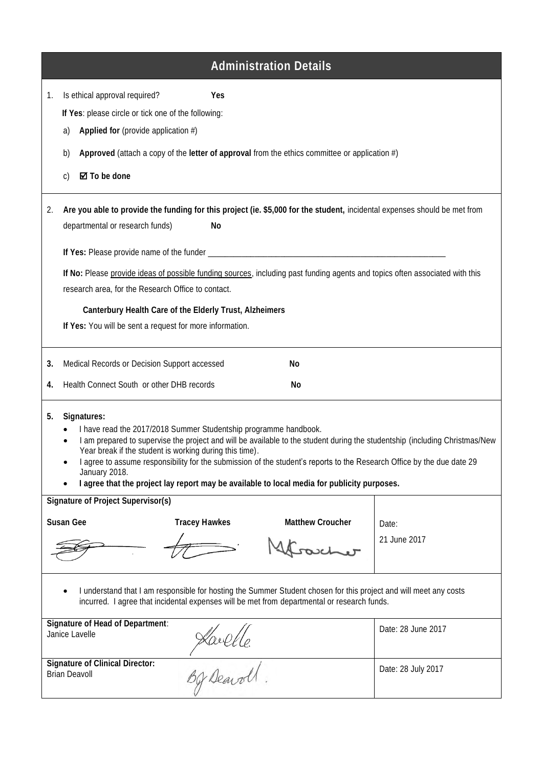## Administration Details

1. Is ethical approval required? **Yes**

   **If Yes**: please circle or tick one of the following:

   a) **Applied for** (provide application #)

   b) **Approved** (attach a copy of the **letter of approval** from the ethics committee or application #)

   c) ☑ **To be done**

2. **Are you able to provide the funding for this project (ie. $5,000 for the student,** incidental expenses should be met from departmental or research funds) **No**

   **If Yes:** Please provide name of the funder ______________________________________________

   **If No:** Please provide ideas of possible funding sources, including past funding agents and topics often associated with this research area, for the Research Office to contact.

   **Canterbury Health Care of the Elderly Trust, Alzheimers**

   **If Yes:** You will be sent a request for more information.

**3.** Medical Records or Decision Support accessed **No**

**4.** Health Connect South or other DHB records **No**

**5. Signatures:**

- I have read the 2017/2018 Summer Studentship programme handbook.
- I am prepared to supervise the project and will be available to the student during the studentship (including Christmas/New Year break if the student is working during this time).
- I agree to assume responsibility for the submission of the student's reports to the Research Office by the due date 29 January 2018.
- **I agree that the project lay report may be available to local media for publicity purposes.**

| **Signature of Project Supervisor(s)** | | | |
|---|---|---|---|
| **Susan Gee** | **Tracey Hawkes** | **Matthew Croucher** | Date: 21 June 2017 |

- I understand that I am responsible for hosting the Summer Student chosen for this project and will meet any costs incurred. I agree that incidental expenses will be met from departmental or research funds.

| | |
|---|---|
| **Signature of Head of Department**: Janice Lavelle | Date: 28 June 2017 |
| **Signature of Clinical Director:** Brian Deavoll | Date: 28 July 2017 |